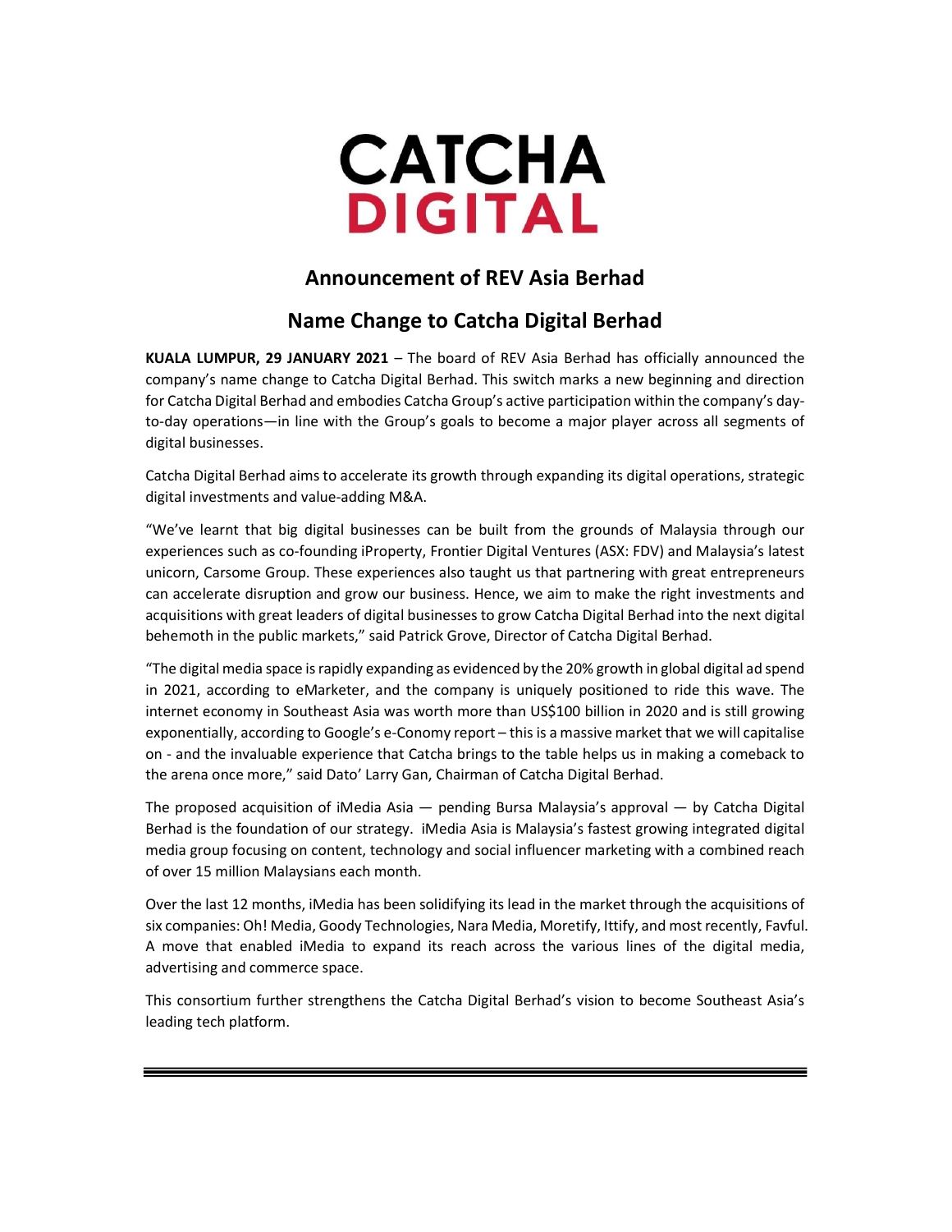CATCHA DIGITAL

## Announcement of REV Asia Berhad

## Name Change to Catcha Digital Berhad

**KUALA LUMPUR, 29 JANUARY 2021** – The board of REV Asia Berhad has officially announced the company's name change to Catcha Digital Berhad. This switch marks a new beginning and direction for Catcha Digital Berhad and embodies Catcha Group's active participation within the company's day-to-day operations—in line with the Group's goals to become a major player across all segments of digital businesses.

Catcha Digital Berhad aims to accelerate its growth through expanding its digital operations, strategic digital investments and value-adding M&A.

"We've learnt that big digital businesses can be built from the grounds of Malaysia through our experiences such as co-founding iProperty, Frontier Digital Ventures (ASX: FDV) and Malaysia's latest unicorn, Carsome Group. These experiences also taught us that partnering with great entrepreneurs can accelerate disruption and grow our business. Hence, we aim to make the right investments and acquisitions with great leaders of digital businesses to grow Catcha Digital Berhad into the next digital behemoth in the public markets," said Patrick Grove, Director of Catcha Digital Berhad.

"The digital media space is rapidly expanding as evidenced by the 20% growth in global digital ad spend in 2021, according to eMarketer, and the company is uniquely positioned to ride this wave. The internet economy in Southeast Asia was worth more than US$100 billion in 2020 and is still growing exponentially, according to Google's e-Conomy report – this is a massive market that we will capitalise on - and the invaluable experience that Catcha brings to the table helps us in making a comeback to the arena once more," said Dato' Larry Gan, Chairman of Catcha Digital Berhad.

The proposed acquisition of iMedia Asia — pending Bursa Malaysia's approval — by Catcha Digital Berhad is the foundation of our strategy. iMedia Asia is Malaysia's fastest growing integrated digital media group focusing on content, technology and social influencer marketing with a combined reach of over 15 million Malaysians each month.

Over the last 12 months, iMedia has been solidifying its lead in the market through the acquisitions of six companies: Oh! Media, Goody Technologies, Nara Media, Moretify, Ittify, and most recently, Favful. A move that enabled iMedia to expand its reach across the various lines of the digital media, advertising and commerce space.

This consortium further strengthens the Catcha Digital Berhad's vision to become Southeast Asia's leading tech platform.

---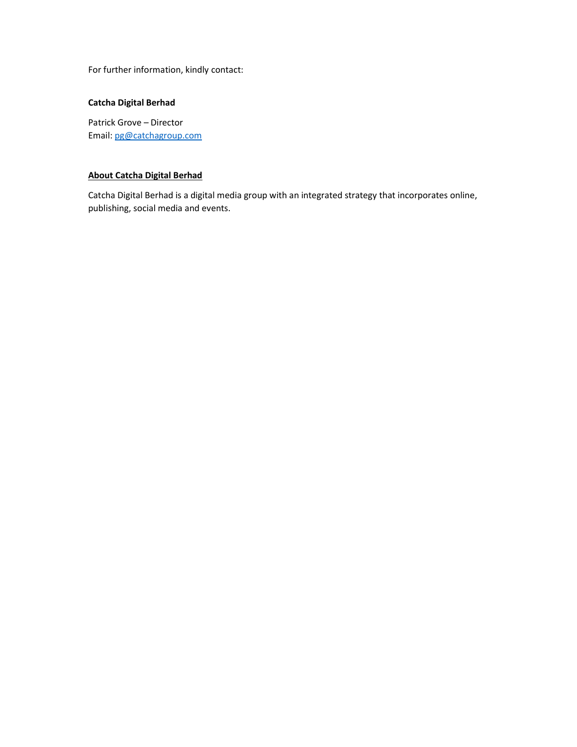For further information, kindly contact:

**Catcha Digital Berhad**

Patrick Grove – Director
Email: [pg@catchagroup.com](mailto:pg@catchagroup.com)

**About Catcha Digital Berhad**

Catcha Digital Berhad is a digital media group with an integrated strategy that incorporates online, publishing, social media and events.